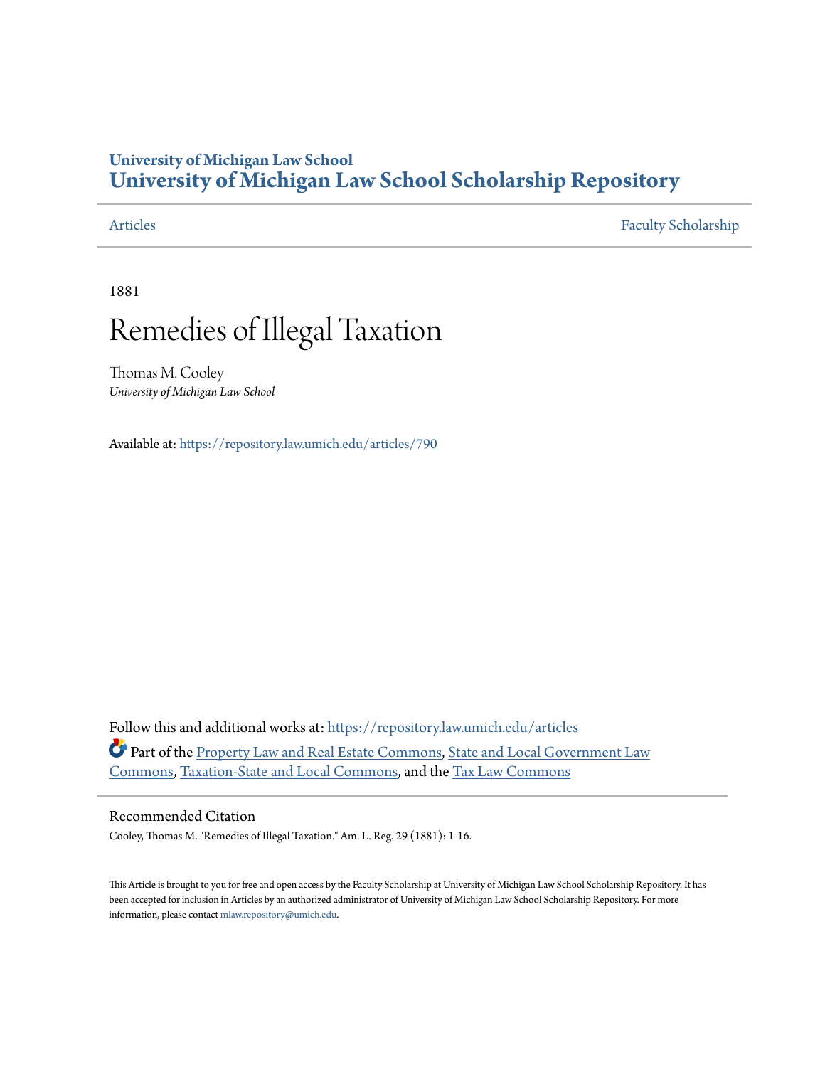University of Michigan Law School
**University of Michigan Law School Scholarship Repository**

Articles | Faculty Scholarship

1881

# Remedies of Illegal Taxation

Thomas M. Cooley
*University of Michigan Law School*

Available at: https://repository.law.umich.edu/articles/790

Follow this and additional works at: https://repository.law.umich.edu/articles

Part of the Property Law and Real Estate Commons, State and Local Government Law Commons, Taxation-State and Local Commons, and the Tax Law Commons

## Recommended Citation

Cooley, Thomas M. "Remedies of Illegal Taxation." Am. L. Reg. 29 (1881): 1-16.

This Article is brought to you for free and open access by the Faculty Scholarship at University of Michigan Law School Scholarship Repository. It has been accepted for inclusion in Articles by an authorized administrator of University of Michigan Law School Scholarship Repository. For more information, please contact mlaw.repository@umich.edu.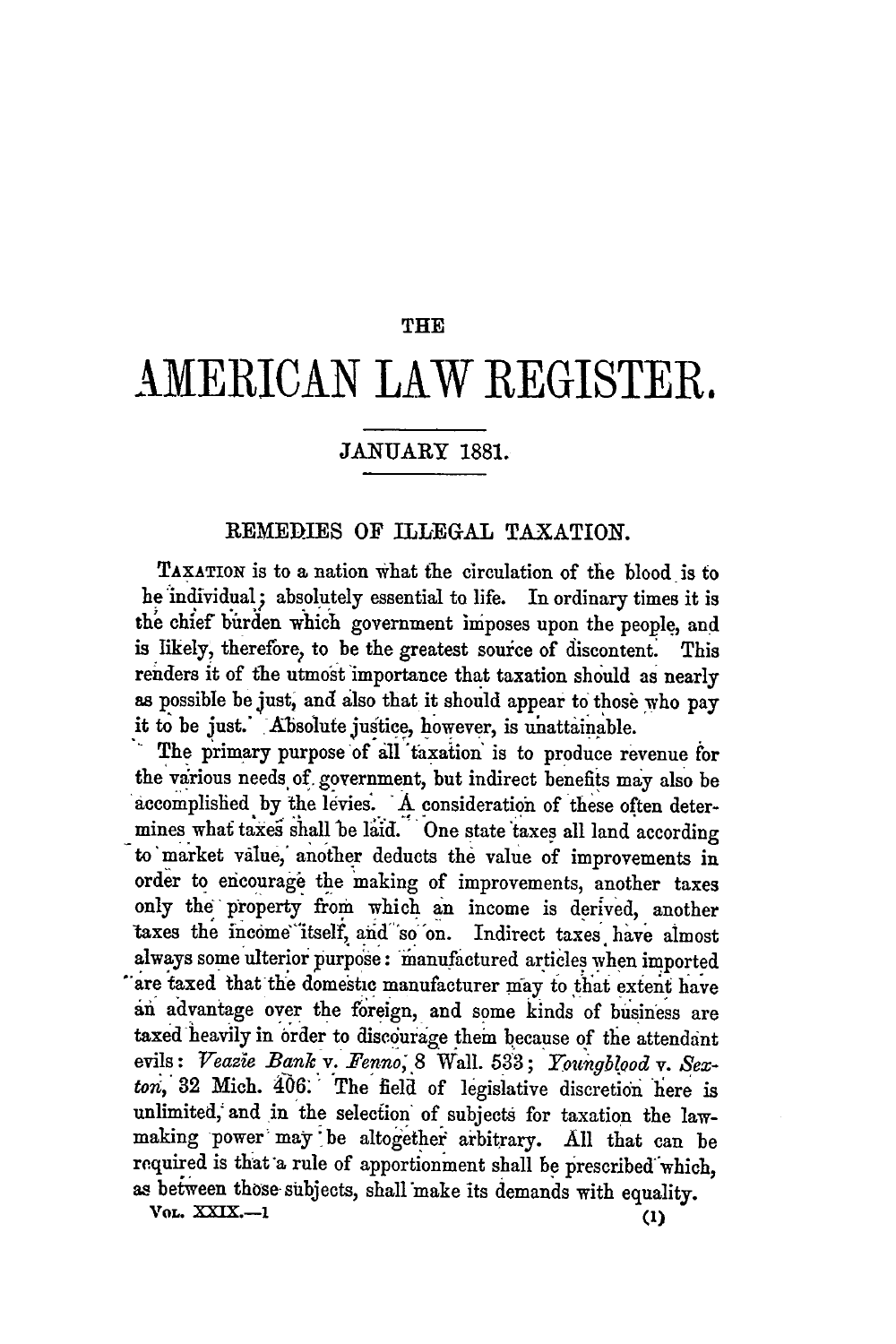# THE AMERICAN LAW REGISTER.

## JANUARY 1881.

### REMEDIES OF ILLEGAL TAXATION.

TAXATION is to a nation what the circulation of the blood is to the individual; absolutely essential to life. In ordinary times it is the chief burden which government imposes upon the people, and is likely, therefore, to be the greatest source of discontent. This renders it of the utmost importance that taxation should as nearly as possible be just, and also that it should appear to those who pay it to be just. Absolute justice, however, is unattainable.

The primary purpose of all taxation is to produce revenue for the various needs of government, but indirect benefits may also be accomplished by the levies. A consideration of these often determines what taxes shall be laid. One state taxes all land according to market value, another deducts the value of improvements in order to encourage the making of improvements, another taxes only the property from which an income is derived, another taxes the income itself, and so on. Indirect taxes have almost always some ulterior purpose: manufactured articles when imported are taxed that the domestic manufacturer may to that extent have an advantage over the foreign, and some kinds of business are taxed heavily in order to discourage them because of the attendant evils: *Veazie Bank* v. *Fenno*, 8 Wall. 533; *Youngblood* v. *Sexton*, 32 Mich. 406. The field of legislative discretion here is unlimited, and in the selection of subjects for taxation the law-making power may be altogether arbitrary. All that can be required is that a rule of apportionment shall be prescribed which, as between those subjects, shall make its demands with equality.

VOL. XXIX.—1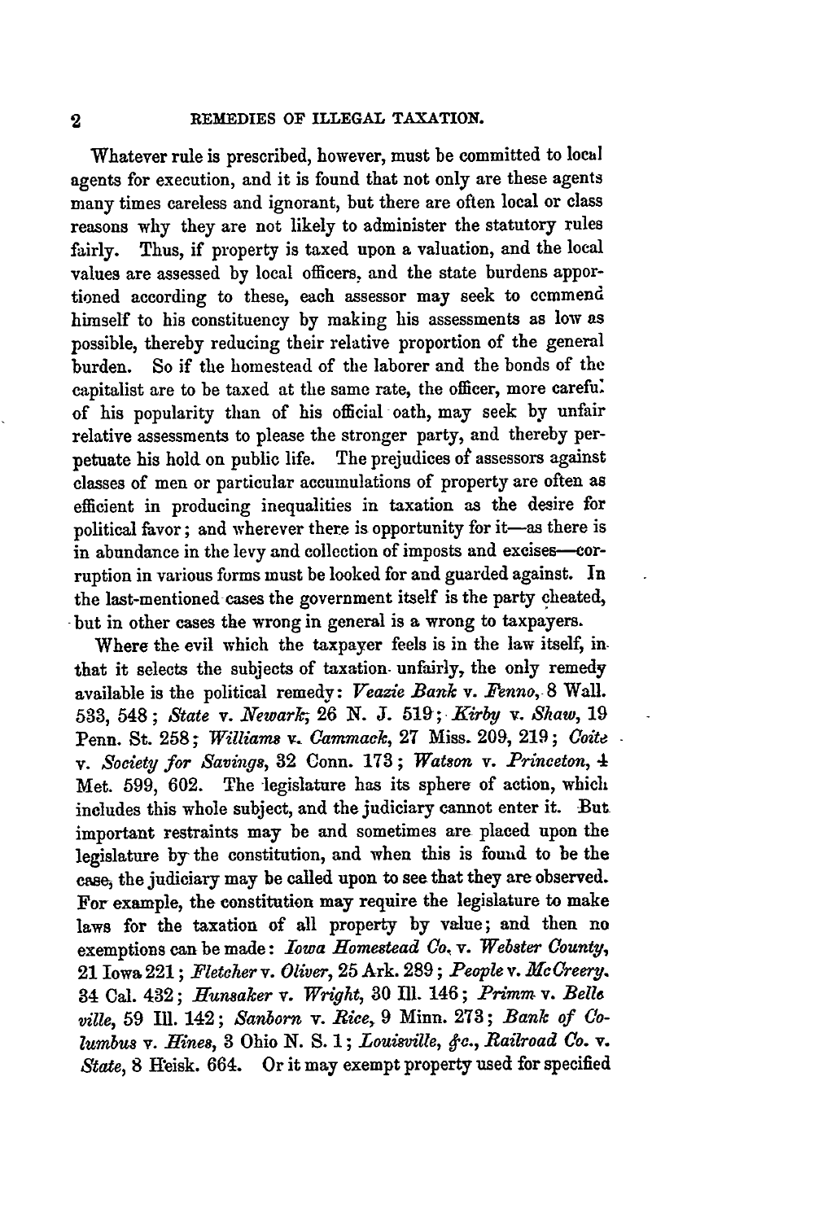Whatever rule is prescribed, however, must be committed to local agents for execution, and it is found that not only are these agents many times careless and ignorant, but there are often local or class reasons why they are not likely to administer the statutory rules fairly. Thus, if property is taxed upon a valuation, and the local values are assessed by local officers, and the state burdens apportioned according to these, each assessor may seek to commend himself to his constituency by making his assessments as low as possible, thereby reducing their relative proportion of the general burden. So if the homestead of the laborer and the bonds of the capitalist are to be taxed at the same rate, the officer, more careful of his popularity than of his official oath, may seek by unfair relative assessments to please the stronger party, and thereby perpetuate his hold on public life. The prejudices of assessors against classes of men or particular accumulations of property are often as efficient in producing inequalities in taxation as the desire for political favor; and wherever there is opportunity for it—as there is in abundance in the levy and collection of imposts and excises—corruption in various forms must be looked for and guarded against. In the last-mentioned cases the government itself is the party cheated, but in other cases the wrong in general is a wrong to taxpayers.

Where the evil which the taxpayer feels is in the law itself, in that it selects the subjects of taxation unfairly, the only remedy available is the political remedy: *Veazie Bank* v. *Fenno*, 8 Wall. 533, 548; *State* v. *Newark*, 26 N. J. 519; *Kirby* v. *Shaw*, 19 Penn. St. 258; *Williams* v. *Cammack*, 27 Miss. 209, 219; *Coite* v. *Society for Savings*, 32 Conn. 173; *Watson* v. *Princeton*, 4 Met. 599, 602. The legislature has its sphere of action, which includes this whole subject, and the judiciary cannot enter it. But important restraints may be and sometimes are placed upon the legislature by the constitution, and when this is found to be the case, the judiciary may be called upon to see that they are observed. For example, the constitution may require the legislature to make laws for the taxation of all property by value; and then no exemptions can be made: *Iowa Homestead Co.* v. *Webster County*, 21 Iowa 221; *Fletcher* v. *Oliver*, 25 Ark. 289; *People* v. *McCreery*, 34 Cal. 432; *Hunsaker* v. *Wright*, 30 Ill. 146; *Primm* v. *Belleville*, 59 Ill. 142; *Sanborn* v. *Rice*, 9 Minn. 273; *Bank of Columbus* v. *Hines*, 3 Ohio N. S. 1; *Louisville, &c., Railroad Co.* v. *State*, 8 Heisk. 664. Or it may exempt property used for specified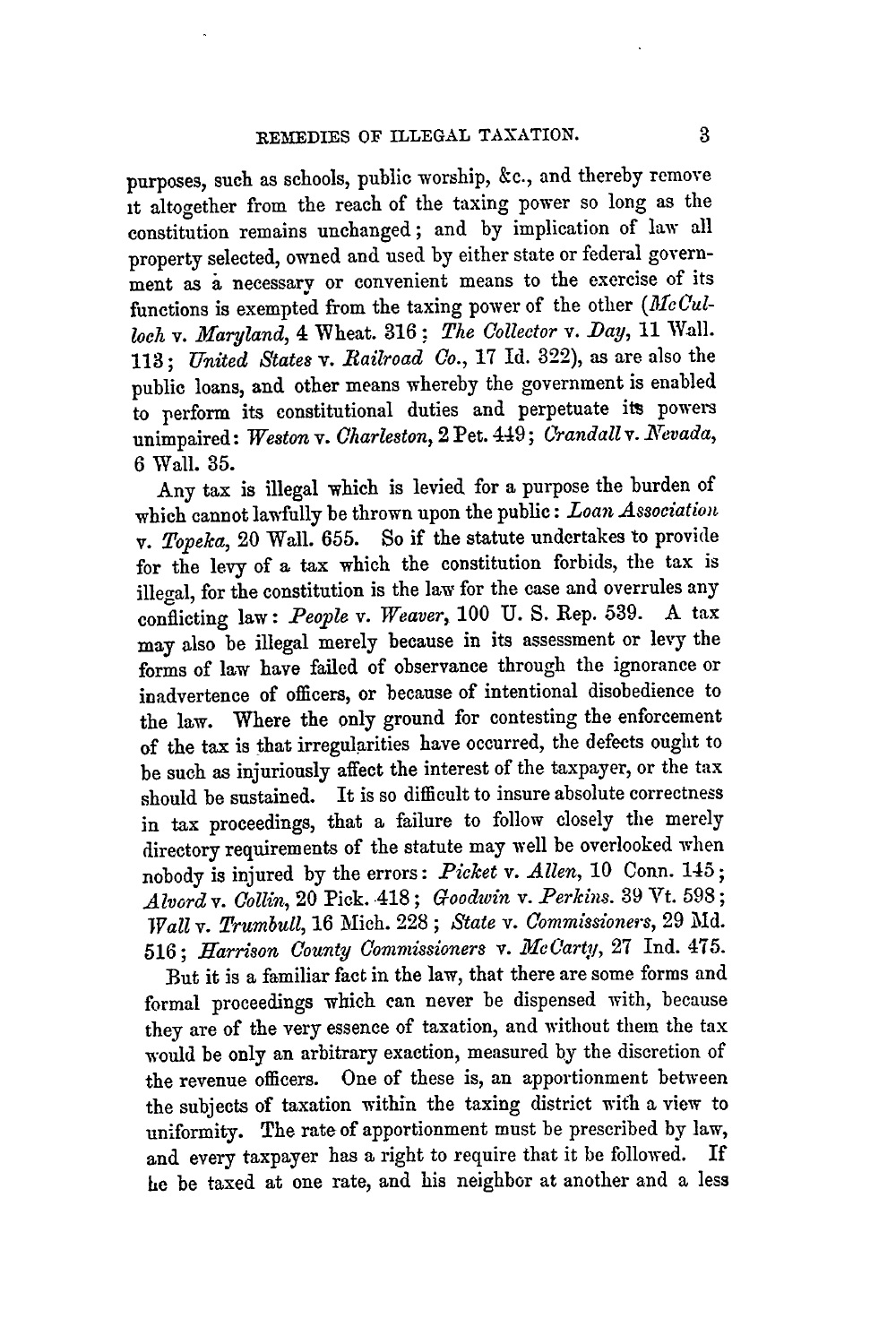purposes, such as schools, public worship, &c., and thereby remove it altogether from the reach of the taxing power so long as the constitution remains unchanged; and by implication of law all property selected, owned and used by either state or federal government as a necessary or convenient means to the exercise of its functions is exempted from the taxing power of the other (*McCulloch* v. *Maryland*, 4 Wheat. 316; *The Collector* v. *Day*, 11 Wall. 113; *United States* v. *Railroad Co.*, 17 Id. 322), as are also the public loans, and other means whereby the government is enabled to perform its constitutional duties and perpetuate its powers unimpaired: *Weston* v. *Charleston*, 2 Pet. 449; *Crandall* v. *Nevada*, 6 Wall. 35.

Any tax is illegal which is levied for a purpose the burden of which cannot lawfully be thrown upon the public: *Loan Association* v. *Topeka*, 20 Wall. 655. So if the statute undertakes to provide for the levy of a tax which the constitution forbids, the tax is illegal, for the constitution is the law for the case and overrules any conflicting law: *People* v. *Weaver*, 100 U. S. Rep. 539. A tax may also be illegal merely because in its assessment or levy the forms of law have failed of observance through the ignorance or inadvertence of officers, or because of intentional disobedience to the law. Where the only ground for contesting the enforcement of the tax is that irregularities have occurred, the defects ought to be such as injuriously affect the interest of the taxpayer, or the tax should be sustained. It is so difficult to insure absolute correctness in tax proceedings, that a failure to follow closely the merely directory requirements of the statute may well be overlooked when nobody is injured by the errors: *Picket* v. *Allen*, 10 Conn. 145; *Alvord* v. *Collin*, 20 Pick. 418; *Goodwin* v. *Perkins*. 39 Vt. 598; *Wall* v. *Trumbull*, 16 Mich. 228; *State* v. *Commissioners*, 29 Md. 516; *Harrison County Commissioners* v. *McCarty*, 27 Ind. 475.

But it is a familiar fact in the law, that there are some forms and formal proceedings which can never be dispensed with, because they are of the very essence of taxation, and without them the tax would be only an arbitrary exaction, measured by the discretion of the revenue officers. One of these is, an apportionment between the subjects of taxation within the taxing district with a view to uniformity. The rate of apportionment must be prescribed by law, and every taxpayer has a right to require that it be followed. If he be taxed at one rate, and his neighbor at another and a less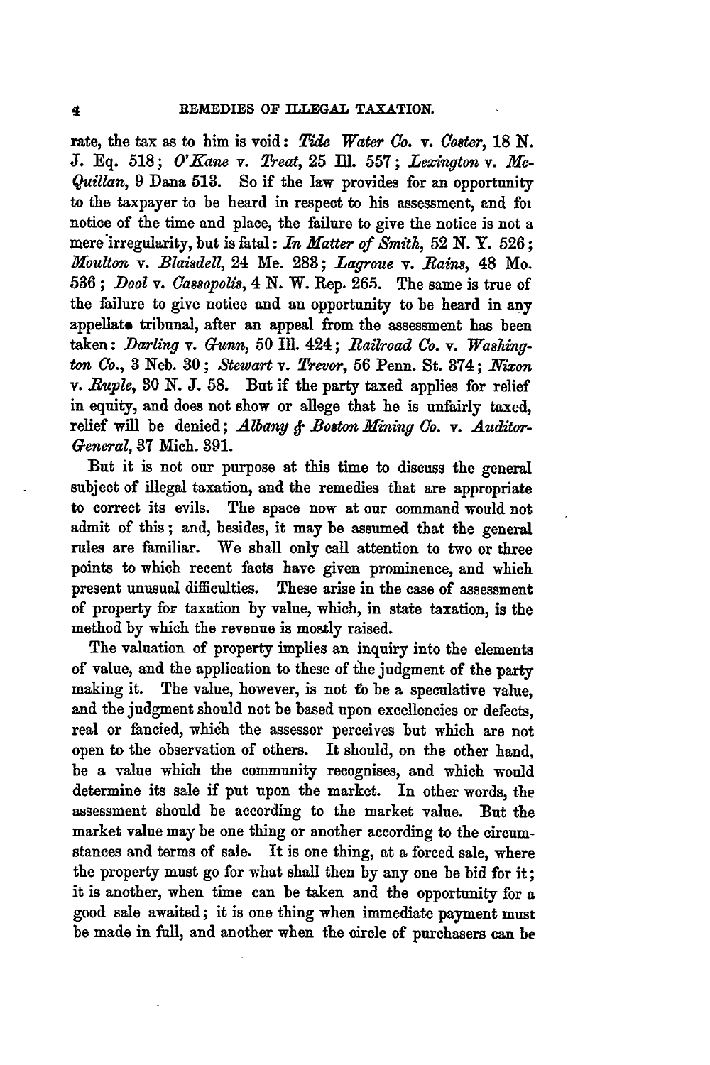rate, the tax as to him is void: *Tide Water Co.* v. *Coster*, 18 N. J. Eq. 518; *O'Kane* v. *Treat*, 25 Ill. 557; *Lexington* v. *McQuillan*, 9 Dana 513. So if the law provides for an opportunity to the taxpayer to be heard in respect to his assessment, and foı notice of the time and place, the failure to give the notice is not a mere irregularity, but is fatal: *In Matter of Smith*, 52 N. Y. 526; *Moulton* v. *Blaisdell*, 24 Me. 283; *Lagroue* v. *Rains*, 48 Mo. 536; *Dool* v. *Cassopolis*, 4 N. W. Rep. 265. The same is true of the failure to give notice and an opportunity to be heard in any appellate tribunal, after an appeal from the assessment has been taken: *Darling* v. *Gunn*, 50 Ill. 424; *Railroad Co.* v. *Washington Co.*, 3 Neb. 30; *Stewart* v. *Trevor*, 56 Penn. St. 374; *Nixon* v. *Ruple*, 30 N. J. 58. But if the party taxed applies for relief in equity, and does not show or allege that he is unfairly taxed, relief will be denied; *Albany & Boston Mining Co.* v. *Auditor-General*, 37 Mich. 391.

But it is not our purpose at this time to discuss the general subject of illegal taxation, and the remedies that are appropriate to correct its evils. The space now at our command would not admit of this; and, besides, it may be assumed that the general rules are familiar. We shall only call attention to two or three points to which recent facts have given prominence, and which present unusual difficulties. These arise in the case of assessment of property for taxation by value, which, in state taxation, is the method by which the revenue is mostly raised.

The valuation of property implies an inquiry into the elements of value, and the application to these of the judgment of the party making it. The value, however, is not to be a speculative value, and the judgment should not be based upon excellencies or defects, real or fancied, which the assessor perceives but which are not open to the observation of others. It should, on the other hand, be a value which the community recognises, and which would determine its sale if put upon the market. In other words, the assessment should be according to the market value. But the market value may be one thing or another according to the circumstances and terms of sale. It is one thing, at a forced sale, where the property must go for what shall then by any one be bid for it; it is another, when time can be taken and the opportunity for a good sale awaited; it is one thing when immediate payment must be made in full, and another when the circle of purchasers can be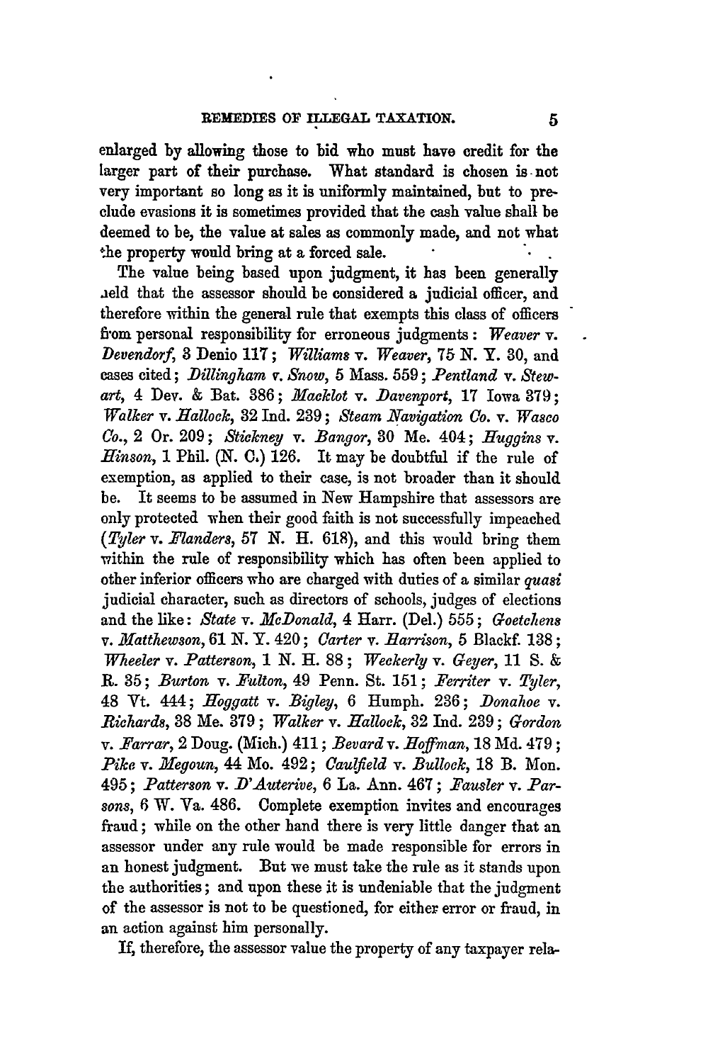enlarged by allowing those to bid who must have credit for the larger part of their purchase. What standard is chosen is not very important so long as it is uniformly maintained, but to preclude evasions it is sometimes provided that the cash value shall be deemed to be, the value at sales as commonly made, and not what the property would bring at a forced sale.

The value being based upon judgment, it has been generally held that the assessor should be considered a judicial officer, and therefore within the general rule that exempts this class of officers from personal responsibility for erroneous judgments: *Weaver* v. *Devendorf*, 3 Denio 117; *Williams* v. *Weaver*, 75 N. Y. 30, and cases cited; *Dillingham* v. *Snow*, 5 Mass. 559; *Pentland* v. *Stewart*, 4 Dev. & Bat. 386; *Macklot* v. *Davenport*, 17 Iowa 379; *Walker* v. *Hallock*, 32 Ind. 239; *Steam Navigation Co.* v. *Wasco Co.*, 2 Or. 209; *Stickney* v. *Bangor*, 30 Me. 404; *Huggins* v. *Hinson*, 1 Phil. (N. C.) 126. It may be doubtful if the rule of exemption, as applied to their case, is not broader than it should be. It seems to be assumed in New Hampshire that assessors are only protected when their good faith is not successfully impeached (*Tyler* v. *Flanders*, 57 N. H. 618), and this would bring them within the rule of responsibility which has often been applied to other inferior officers who are charged with duties of a similar *quasi* judicial character, such as directors of schools, judges of elections and the like: *State* v. *McDonald*, 4 Harr. (Del.) 555; *Goetchens* v. *Matthewson*, 61 N. Y. 420; *Carter* v. *Harrison*, 5 Blackf. 138; *Wheeler* v. *Patterson*, 1 N. H. 88; *Weckerly* v. *Geyer*, 11 S. & R. 35; *Burton* v. *Fulton*, 49 Penn. St. 151; *Ferriter* v. *Tyler*, 48 Vt. 444; *Hoggatt* v. *Bigley*, 6 Humph. 236; *Donahoe* v. *Richards*, 38 Me. 379; *Walker* v. *Hallock*, 32 Ind. 239; *Gordon* v. *Farrar*, 2 Doug. (Mich.) 411; *Bevard* v. *Hoffman*, 18 Md. 479; *Pike* v. *Megoun*, 44 Mo. 492; *Caulfield* v. *Bullock*, 18 B. Mon. 495; *Patterson* v. *D'Auterive*, 6 La. Ann. 467; *Fausler* v. *Parsons*, 6 W. Va. 486. Complete exemption invites and encourages fraud; while on the other hand there is very little danger that an assessor under any rule would be made responsible for errors in an honest judgment. But we must take the rule as it stands upon the authorities; and upon these it is undeniable that the judgment of the assessor is not to be questioned, for either error or fraud, in an action against him personally.

If, therefore, the assessor value the property of any taxpayer rela-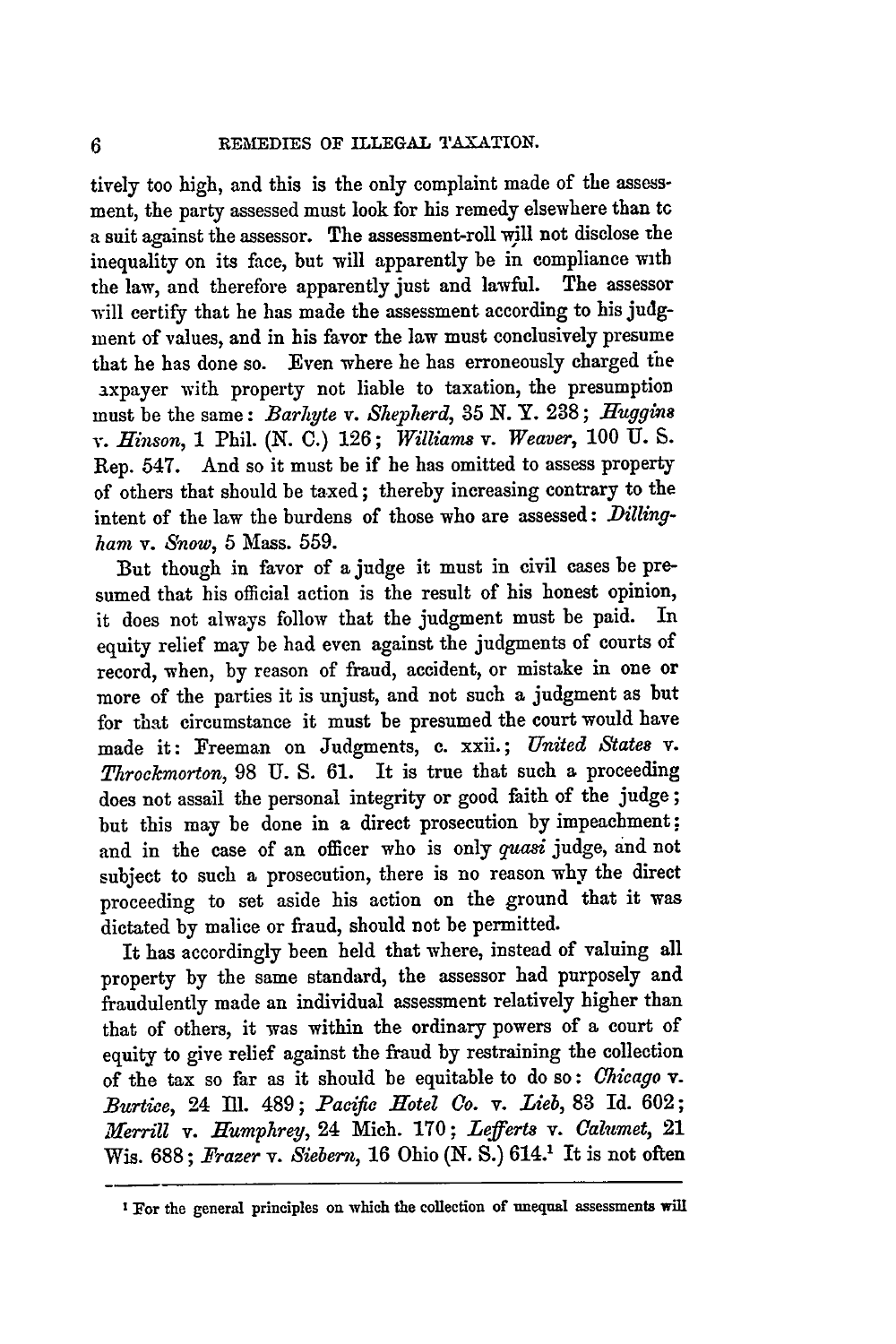tively too high, and this is the only complaint made of the assessment, the party assessed must look for his remedy elsewhere than to a suit against the assessor. The assessment-roll will not disclose the inequality on its face, but will apparently be in compliance with the law, and therefore apparently just and lawful. The assessor will certify that he has made the assessment according to his judgment of values, and in his favor the law must conclusively presume that he has done so. Even where he has erroneously charged the taxpayer with property not liable to taxation, the presumption must be the same: *Barhyte* v. *Shepherd*, 35 N. Y. 238; *Huggins* v. *Hinson*, 1 Phil. (N. C.) 126; *Williams* v. *Weaver*, 100 U. S. Rep. 547. And so it must be if he has omitted to assess property of others that should be taxed; thereby increasing contrary to the intent of the law the burdens of those who are assessed: *Dillingham* v. *Snow*, 5 Mass. 559.

But though in favor of a judge it must in civil cases be presumed that his official action is the result of his honest opinion, it does not always follow that the judgment must be paid. In equity relief may be had even against the judgments of courts of record, when, by reason of fraud, accident, or mistake in one or more of the parties it is unjust, and not such a judgment as but for that circumstance it must be presumed the court would have made it: Freeman on Judgments, c. xxii.; *United States* v. *Throckmorton*, 98 U. S. 61. It is true that such a proceeding does not assail the personal integrity or good faith of the judge; but this may be done in a direct prosecution by impeachment; and in the case of an officer who is only *quasi* judge, and not subject to such a prosecution, there is no reason why the direct proceeding to set aside his action on the ground that it was dictated by malice or fraud, should not be permitted.

It has accordingly been held that where, instead of valuing all property by the same standard, the assessor had purposely and fraudulently made an individual assessment relatively higher than that of others, it was within the ordinary powers of a court of equity to give relief against the fraud by restraining the collection of the tax so far as it should be equitable to do so: *Chicago* v. *Burtice*, 24 Ill. 489; *Pacific Hotel Co.* v. *Lieb*, 83 Id. 602; *Merrill* v. *Humphrey*, 24 Mich. 170; *Lefferts* v. *Calumet*, 21 Wis. 688; *Frazer* v. *Siebern*, 16 Ohio (N. S.) 614.[1] It is not often

---

[1] For the general principles on which the collection of unequal assessments will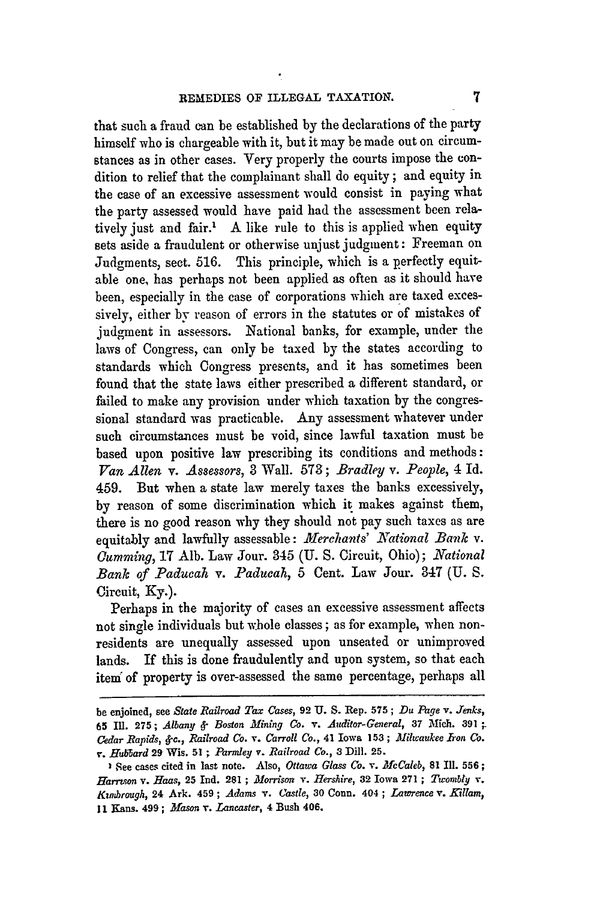that such a fraud can be established by the declarations of the party himself who is chargeable with it, but it may be made out on circumstances as in other cases. Very properly the courts impose the condition to relief that the complainant shall do equity; and equity in the case of an excessive assessment would consist in paying what the party assessed would have paid had the assessment been relatively just and fair.[1] A like rule to this is applied when equity sets aside a fraudulent or otherwise unjust judgment: Freeman on Judgments, sect. 516. This principle, which is a perfectly equitable one, has perhaps not been applied as often as it should have been, especially in the case of corporations which are taxed excessively, either by reason of errors in the statutes or of mistakes of judgment in assessors. National banks, for example, under the laws of Congress, can only be taxed by the states according to standards which Congress presents, and it has sometimes been found that the state laws either prescribed a different standard, or failed to make any provision under which taxation by the congressional standard was practicable. Any assessment whatever under such circumstances must be void, since lawful taxation must be based upon positive law prescribing its conditions and methods: *Van Allen* v. *Assessors*, 3 Wall. 573; *Bradley* v. *People*, 4 Id. 459. But when a state law merely taxes the banks excessively, by reason of some discrimination which it makes against them, there is no good reason why they should not pay such taxes as are equitably and lawfully assessable: *Merchants' National Bank* v. *Cumming*, 17 Alb. Law Jour. 345 (U. S. Circuit, Ohio); *National Bank of Paducah* v. *Paducah*, 5 Cent. Law Jour. 347 (U. S. Circuit, Ky.).

Perhaps in the majority of cases an excessive assessment affects not single individuals but whole classes; as for example, when non-residents are unequally assessed upon unseated or unimproved lands. If this is done fraudulently and upon system, so that each item of property is over-assessed the same percentage, perhaps all

---

be enjoined, see *State Railroad Tax Cases*, 92 U. S. Rep. 575; *Du Page* v. *Jenks*, 65 Ill. 275; *Albany & Boston Mining Co.* v. *Auditor-General*, 37 Mich. 391; *Cedar Rapids, &c., Railroad Co.* v. *Carroll Co.*, 41 Iowa 153; *Milwaukee Iron Co.* v. *Hubbard* 29 Wis. 51; *Parmley* v. *Railroad Co.*, 3 Dill. 25.

[1] See cases cited in last note. Also, *Ottawa Glass Co.* v. *McCaleb*, 81 Ill. 556; *Harrison* v. *Haas*, 25 Ind. 281; *Morrison* v. *Hershire*, 32 Iowa 271; *Twombly* v. *Kimbrough*, 24 Ark. 459; *Adams* v. *Castle*, 30 Conn. 404; *Lawrence* v. *Killam*, 11 Kans. 499; *Mason* v. *Lancaster*, 4 Bush 406.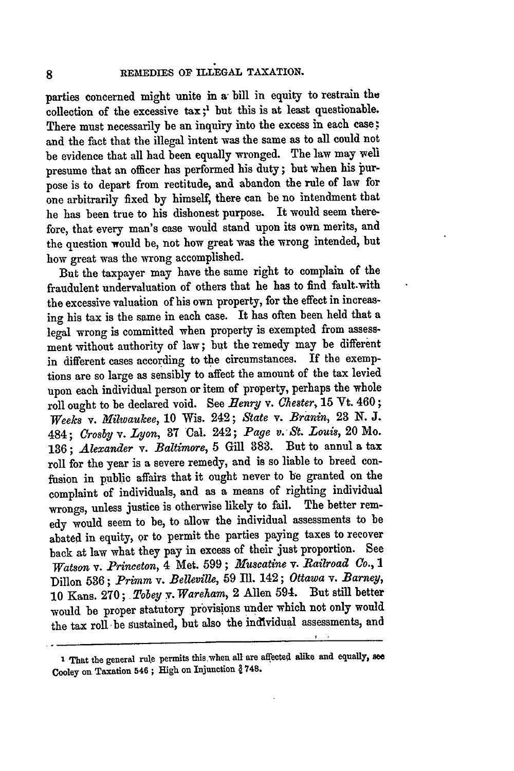parties concerned might unite in a bill in equity to restrain the collection of the excessive tax;[1] but this is at least questionable. There must necessarily be an inquiry into the excess in each case; and the fact that the illegal intent was the same as to all could not be evidence that all had been equally wronged. The law may well presume that an officer has performed his duty; but when his purpose is to depart from rectitude, and abandon the rule of law for one arbitrarily fixed by himself, there can be no intendment that he has been true to his dishonest purpose. It would seem therefore, that every man's case would stand upon its own merits, and the question would be, not how great was the wrong intended, but how great was the wrong accomplished.

But the taxpayer may have the same right to complain of the fraudulent undervaluation of others that he has to find fault with the excessive valuation of his own property, for the effect in increasing his tax is the same in each case. It has often been held that a legal wrong is committed when property is exempted from assessment without authority of law; but the remedy may be different in different cases according to the circumstances. If the exemptions are so large as sensibly to affect the amount of the tax levied upon each individual person or item of property, perhaps the whole roll ought to be declared void. See *Henry* v. *Chester*, 15 Vt. 460; *Weeks* v. *Milwaukee*, 10 Wis. 242; *State* v. *Branin*, 23 N. J. 484; *Crosby* v. *Lyon*, 37 Cal. 242; *Page* v. *St. Louis*, 20 Mo. 136; *Alexander* v. *Baltimore*, 5 Gill 383. But to annul a tax roll for the year is a severe remedy, and is so liable to breed confusion in public affairs that it ought never to be granted on the complaint of individuals, and as a means of righting individual wrongs, unless justice is otherwise likely to fail. The better remedy would seem to be, to allow the individual assessments to be abated in equity, or to permit the parties paying taxes to recover back at law what they pay in excess of their just proportion. See *Watson* v. *Princeton*, 4 Met. 599; *Muscatine* v. *Railroad Co.*, 1 Dillon 536; *Primm* v. *Belleville*, 59 Ill. 142; *Ottawa* v. *Barney*, 10 Kans. 270; *Tobey* v. *Wareham*, 2 Allen 594. But still better would be proper statutory provisions under which not only would the tax roll be sustained, but also the individual assessments, and

---

[1] That the general rule permits this when all are affected alike and equally, see Cooley on Taxation 546; High on Injunction § 748.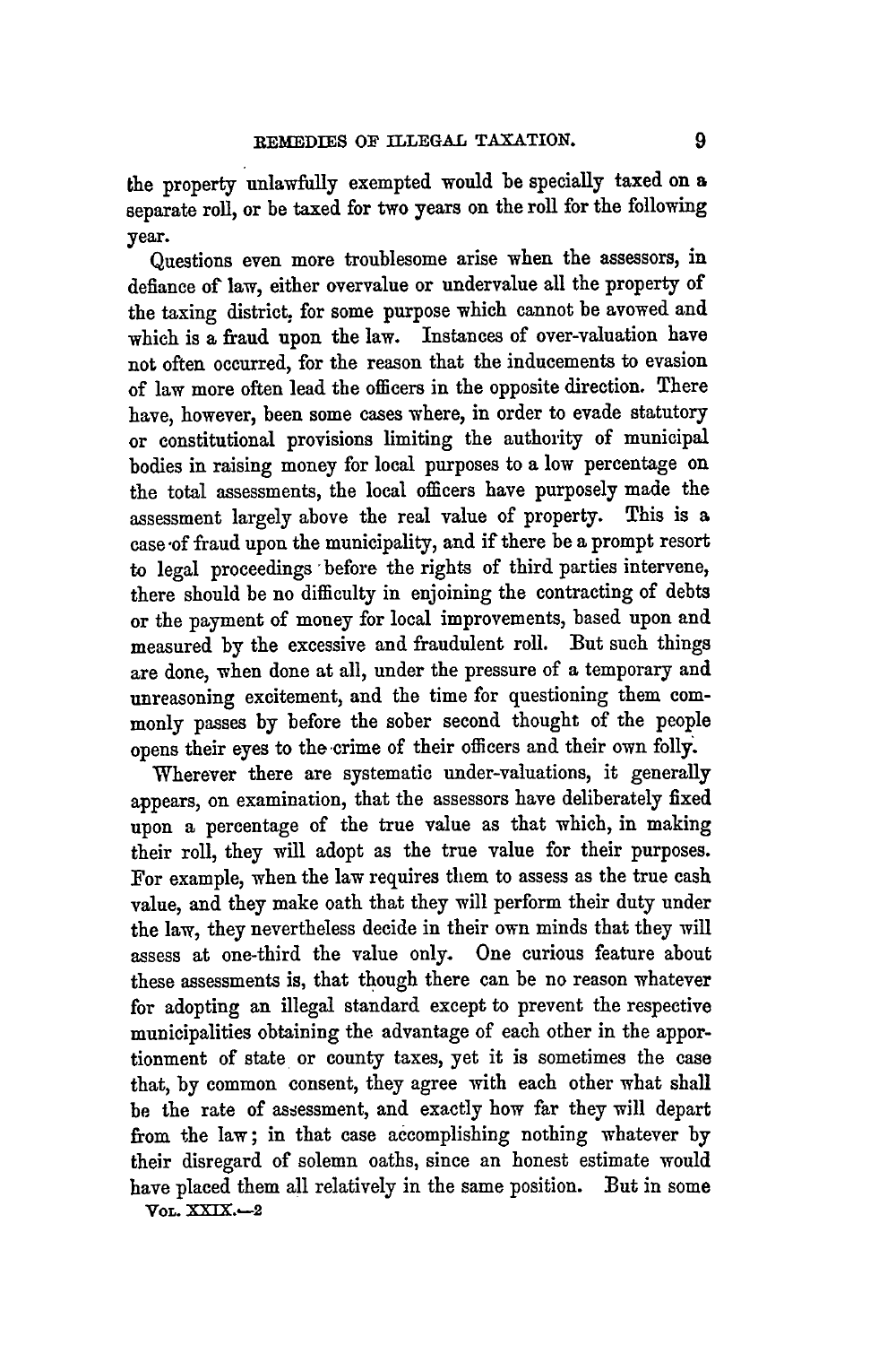the property unlawfully exempted would be specially taxed on a separate roll, or be taxed for two years on the roll for the following year.

Questions even more troublesome arise when the assessors, in defiance of law, either overvalue or undervalue all the property of the taxing district, for some purpose which cannot be avowed and which is a fraud upon the law. Instances of over-valuation have not often occurred, for the reason that the inducements to evasion of law more often lead the officers in the opposite direction. There have, however, been some cases where, in order to evade statutory or constitutional provisions limiting the authority of municipal bodies in raising money for local purposes to a low percentage on the total assessments, the local officers have purposely made the assessment largely above the real value of property. This is a case of fraud upon the municipality, and if there be a prompt resort to legal proceedings before the rights of third parties intervene, there should be no difficulty in enjoining the contracting of debts or the payment of money for local improvements, based upon and measured by the excessive and fraudulent roll. But such things are done, when done at all, under the pressure of a temporary and unreasoning excitement, and the time for questioning them commonly passes by before the sober second thought of the people opens their eyes to the crime of their officers and their own folly.

Wherever there are systematic under-valuations, it generally appears, on examination, that the assessors have deliberately fixed upon a percentage of the true value as that which, in making their roll, they will adopt as the true value for their purposes. For example, when the law requires them to assess as the true cash value, and they make oath that they will perform their duty under the law, they nevertheless decide in their own minds that they will assess at one-third the value only. One curious feature about these assessments is, that though there can be no reason whatever for adopting an illegal standard except to prevent the respective municipalities obtaining the advantage of each other in the apportionment of state or county taxes, yet it is sometimes the case that, by common consent, they agree with each other what shall be the rate of assessment, and exactly how far they will depart from the law; in that case accomplishing nothing whatever by their disregard of solemn oaths, since an honest estimate would have placed them all relatively in the same position. But in some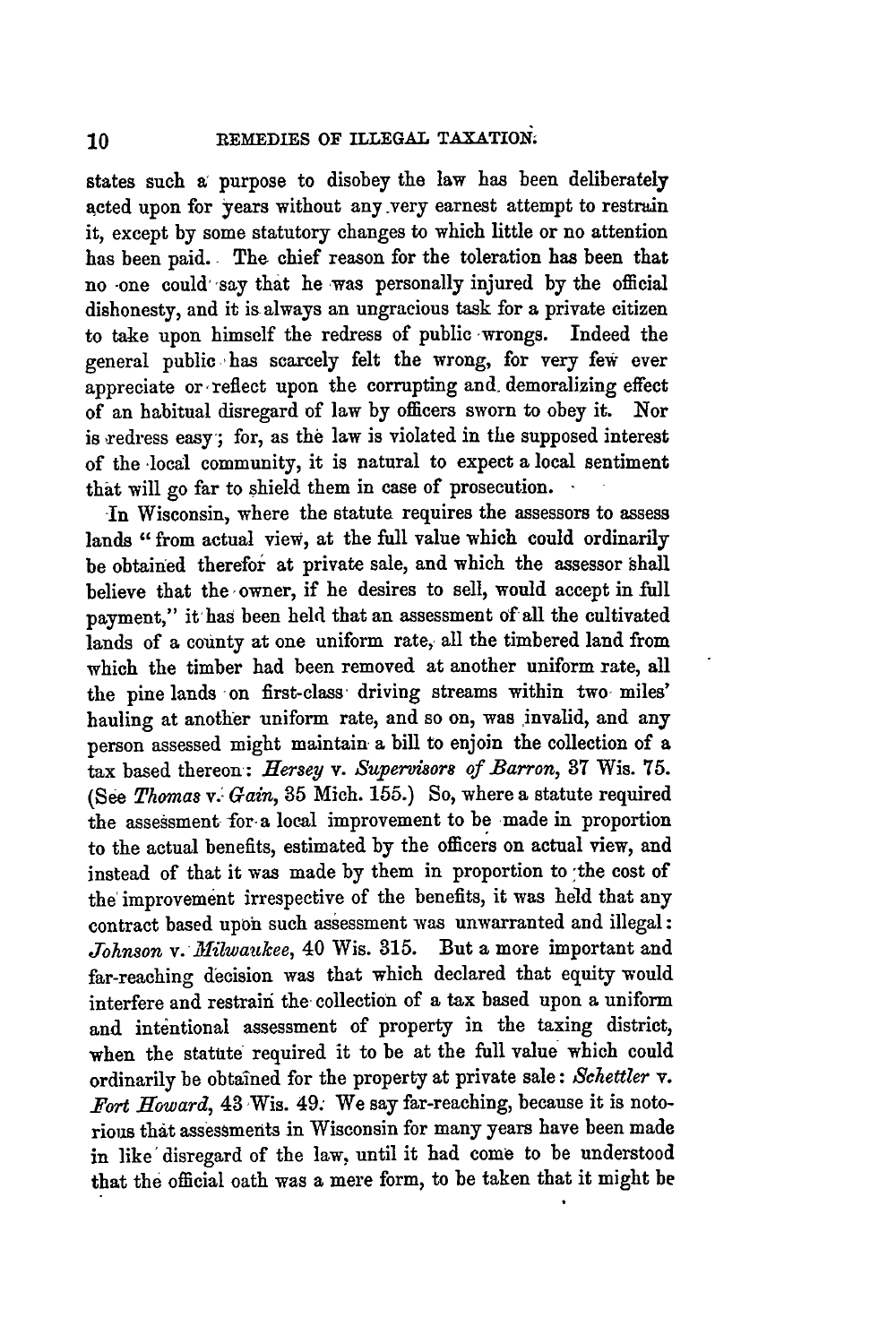states such a purpose to disobey the law has been deliberately acted upon for years without any very earnest attempt to restrain it, except by some statutory changes to which little or no attention has been paid. The chief reason for the toleration has been that no one could say that he was personally injured by the official dishonesty, and it is always an ungracious task for a private citizen to take upon himself the redress of public wrongs. Indeed the general public has scarcely felt the wrong, for very few ever appreciate or reflect upon the corrupting and demoralizing effect of an habitual disregard of law by officers sworn to obey it. Nor is redress easy; for, as the law is violated in the supposed interest of the local community, it is natural to expect a local sentiment that will go far to shield them in case of prosecution.

In Wisconsin, where the statute requires the assessors to assess lands "from actual view, at the full value which could ordinarily be obtained therefor at private sale, and which the assessor shall believe that the owner, if he desires to sell, would accept in full payment," it has been held that an assessment of all the cultivated lands of a county at one uniform rate, all the timbered land from which the timber had been removed at another uniform rate, all the pine lands on first-class driving streams within two miles' hauling at another uniform rate, and so on, was invalid, and any person assessed might maintain a bill to enjoin the collection of a tax based thereon: *Hersey* v. *Supervisors of Barron*, 37 Wis. 75. (See *Thomas* v. *Gain*, 35 Mich. 155.) So, where a statute required the assessment for a local improvement to be made in proportion to the actual benefits, estimated by the officers on actual view, and instead of that it was made by them in proportion to the cost of the improvement irrespective of the benefits, it was held that any contract based upon such assessment was unwarranted and illegal: *Johnson* v. *Milwaukee*, 40 Wis. 315. But a more important and far-reaching decision was that which declared that equity would interfere and restrain the collection of a tax based upon a uniform and intentional assessment of property in the taxing district, when the statute required it to be at the full value which could ordinarily be obtained for the property at private sale: *Schettler* v. *Fort Howard*, 43 Wis. 49. We say far-reaching, because it is notorious that assessments in Wisconsin for many years have been made in like disregard of the law, until it had come to be understood that the official oath was a mere form, to be taken that it might be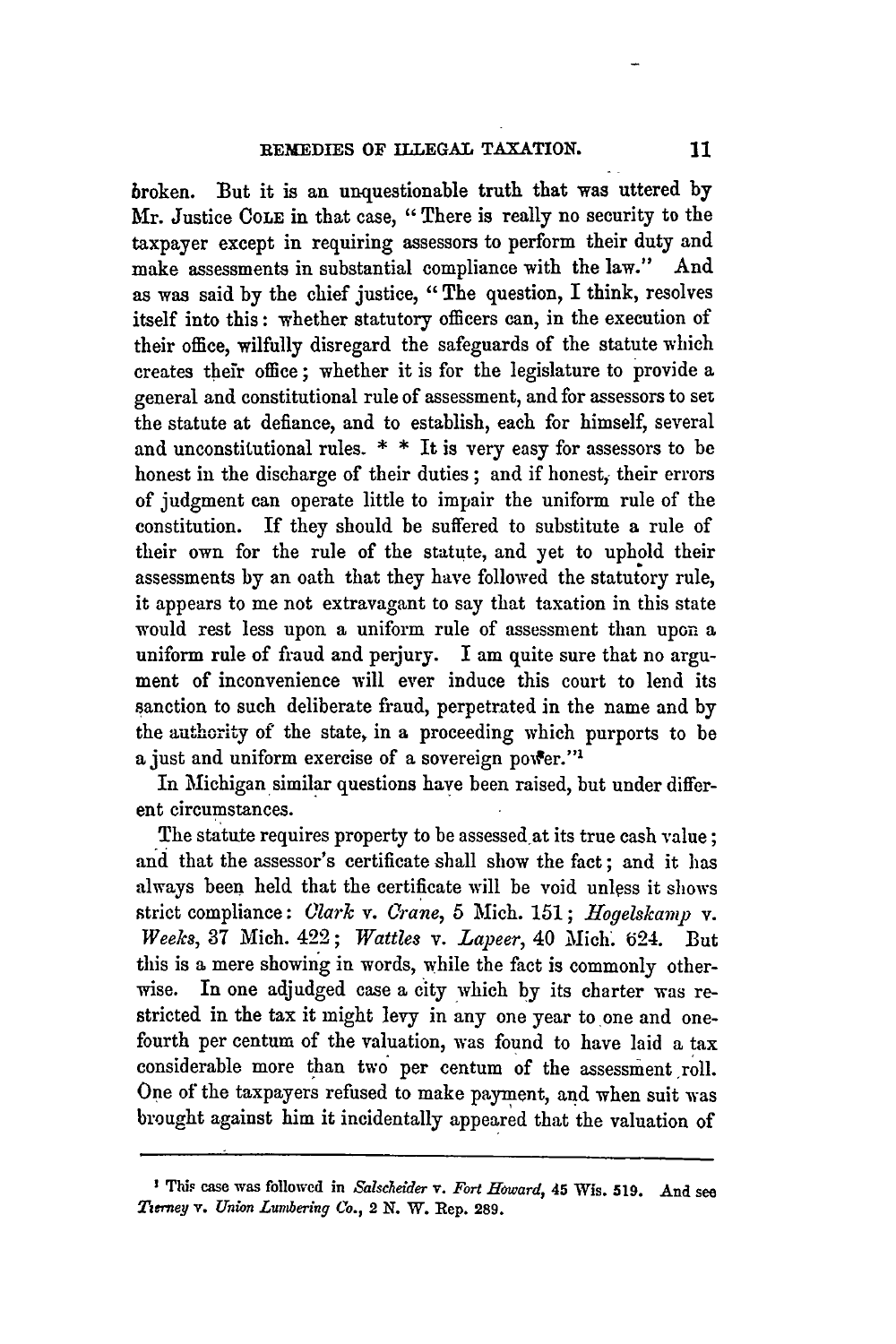broken. But it is an unquestionable truth that was uttered by Mr. Justice COLE in that case, "There is really no security to the taxpayer except in requiring assessors to perform their duty and make assessments in substantial compliance with the law." And as was said by the chief justice, "The question, I think, resolves itself into this: whether statutory officers can, in the execution of their office, wilfully disregard the safeguards of the statute which creates their office; whether it is for the legislature to provide a general and constitutional rule of assessment, and for assessors to set the statute at defiance, and to establish, each for himself, several and unconstitutional rules. * * It is very easy for assessors to be honest in the discharge of their duties; and if honest, their errors of judgment can operate little to impair the uniform rule of the constitution. If they should be suffered to substitute a rule of their own for the rule of the statute, and yet to uphold their assessments by an oath that they have followed the statutory rule, it appears to me not extravagant to say that taxation in this state would rest less upon a uniform rule of assessment than upon a uniform rule of fraud and perjury. I am quite sure that no argument of inconvenience will ever induce this court to lend its sanction to such deliberate fraud, perpetrated in the name and by the authority of the state, in a proceeding which purports to be a just and uniform exercise of a sovereign power."[1]

In Michigan similar questions have been raised, but under different circumstances.

The statute requires property to be assessed at its true cash value; and that the assessor's certificate shall show the fact; and it has always been held that the certificate will be void unless it shows strict compliance: *Clark* v. *Crane*, 5 Mich. 151; *Hogelskamp* v. *Weeks*, 37 Mich. 422; *Wattles* v. *Lapeer*, 40 Mich. 624. But this is a mere showing in words, while the fact is commonly otherwise. In one adjudged case a city which by its charter was restricted in the tax it might levy in any one year to one and one-fourth per centum of the valuation, was found to have laid a tax considerable more than two per centum of the assessment roll. One of the taxpayers refused to make payment, and when suit was brought against him it incidentally appeared that the valuation of

---

[1] This case was followed in *Salscheider* v. *Fort Howard*, 45 Wis. 519. And see *Tierney* v. *Union Lumbering Co.*, 2 N. W. Rep. 289.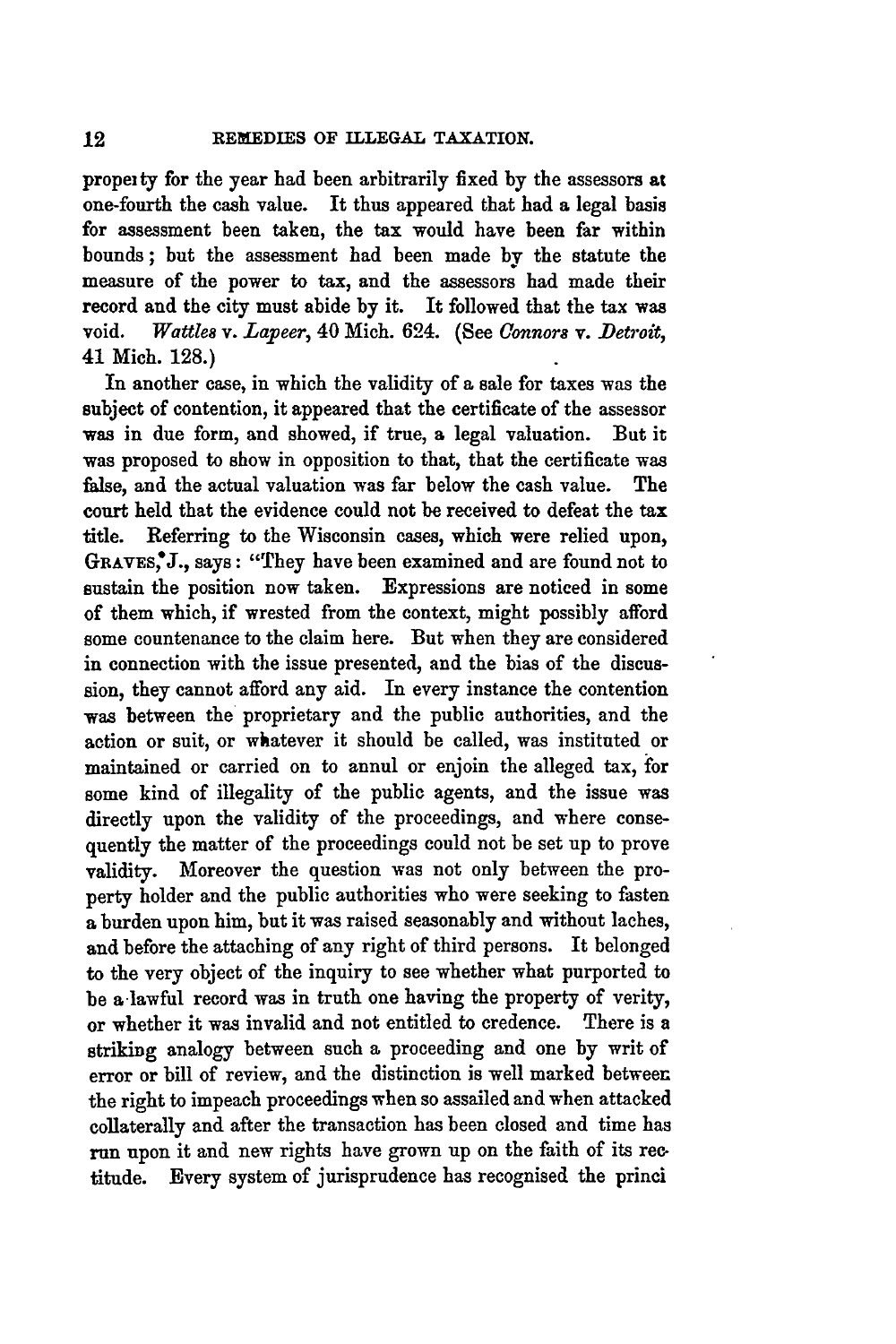property for the year had been arbitrarily fixed by the assessors at one-fourth the cash value. It thus appeared that had a legal basis for assessment been taken, the tax would have been far within bounds; but the assessment had been made by the statute the measure of the power to tax, and the assessors had made their record and the city must abide by it. It followed that the tax was void. *Wattles* v. *Lapeer*, 40 Mich. 624. (See *Connors* v. *Detroit*, 41 Mich. 128.)

In another case, in which the validity of a sale for taxes was the subject of contention, it appeared that the certificate of the assessor was in due form, and showed, if true, a legal valuation. But it was proposed to show in opposition to that, that the certificate was false, and the actual valuation was far below the cash value. The court held that the evidence could not be received to defeat the tax title. Referring to the Wisconsin cases, which were relied upon, GRAVES, J., says: "They have been examined and are found not to sustain the position now taken. Expressions are noticed in some of them which, if wrested from the context, might possibly afford some countenance to the claim here. But when they are considered in connection with the issue presented, and the bias of the discussion, they cannot afford any aid. In every instance the contention was between the proprietary and the public authorities, and the action or suit, or whatever it should be called, was instituted or maintained or carried on to annul or enjoin the alleged tax, for some kind of illegality of the public agents, and the issue was directly upon the validity of the proceedings, and where consequently the matter of the proceedings could not be set up to prove validity. Moreover the question was not only between the property holder and the public authorities who were seeking to fasten a burden upon him, but it was raised seasonably and without laches, and before the attaching of any right of third persons. It belonged to the very object of the inquiry to see whether what purported to be a lawful record was in truth one having the property of verity, or whether it was invalid and not entitled to credence. There is a striking analogy between such a proceeding and one by writ of error or bill of review, and the distinction is well marked between the right to impeach proceedings when so assailed and when attacked collaterally and after the transaction has been closed and time has run upon it and new rights have grown up on the faith of its rectitude. Every system of jurisprudence has recognised the princi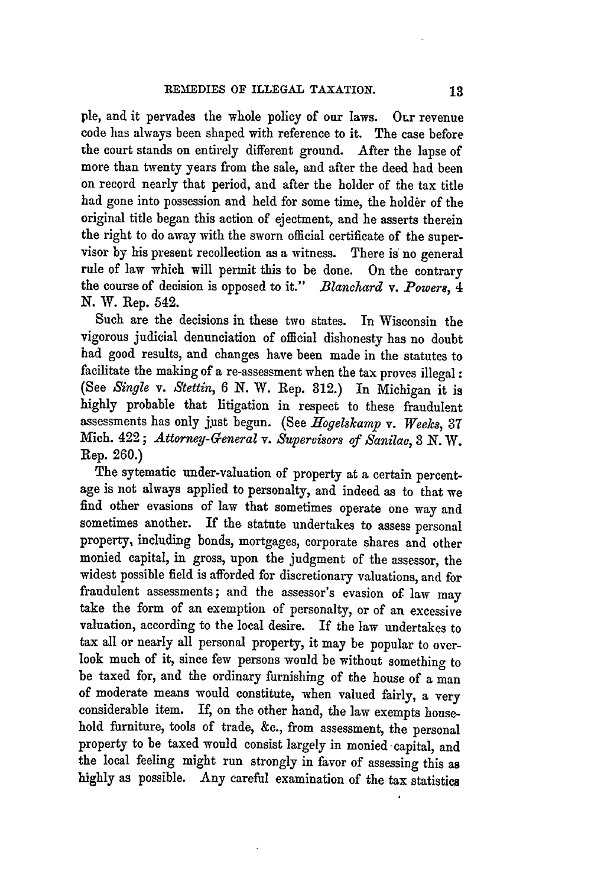ple, and it pervades the whole policy of our laws. Our revenue code has always been shaped with reference to it. The case before the court stands on entirely different ground. After the lapse of more than twenty years from the sale, and after the deed had been on record nearly that period, and after the holder of the tax title had gone into possession and held for some time, the holder of the original title began this action of ejectment, and he asserts therein the right to do away with the sworn official certificate of the supervisor by his present recollection as a witness. There is no general rule of law which will permit this to be done. On the contrary the course of decision is opposed to it." *Blanchard* v. *Powers*, 4 N. W. Rep. 542.

Such are the decisions in these two states. In Wisconsin the vigorous judicial denunciation of official dishonesty has no doubt had good results, and changes have been made in the statutes to facilitate the making of a re-assessment when the tax proves illegal: (See *Single* v. *Stettin*, 6 N. W. Rep. 312.) In Michigan it is highly probable that litigation in respect to these fraudulent assessments has only just begun. (See *Hogelskamp* v. *Weeks*, 37 Mich. 422; *Attorney-General* v. *Supervisors of Sanilac*, 3 N. W. Rep. 260.)

The sytematic under-valuation of property at a certain percentage is not always applied to personalty, and indeed as to that we find other evasions of law that sometimes operate one way and sometimes another. If the statute undertakes to assess personal property, including bonds, mortgages, corporate shares and other monied capital, in gross, upon the judgment of the assessor, the widest possible field is afforded for discretionary valuations, and for fraudulent assessments; and the assessor's evasion of law may take the form of an exemption of personalty, or of an excessive valuation, according to the local desire. If the law undertakes to tax all or nearly all personal property, it may be popular to overlook much of it, since few persons would be without something to be taxed for, and the ordinary furnishing of the house of a man of moderate means would constitute, when valued fairly, a very considerable item. If, on the other hand, the law exempts household furniture, tools of trade, &c., from assessment, the personal property to be taxed would consist largely in monied capital, and the local feeling might run strongly in favor of assessing this as highly as possible. Any careful examination of the tax statistics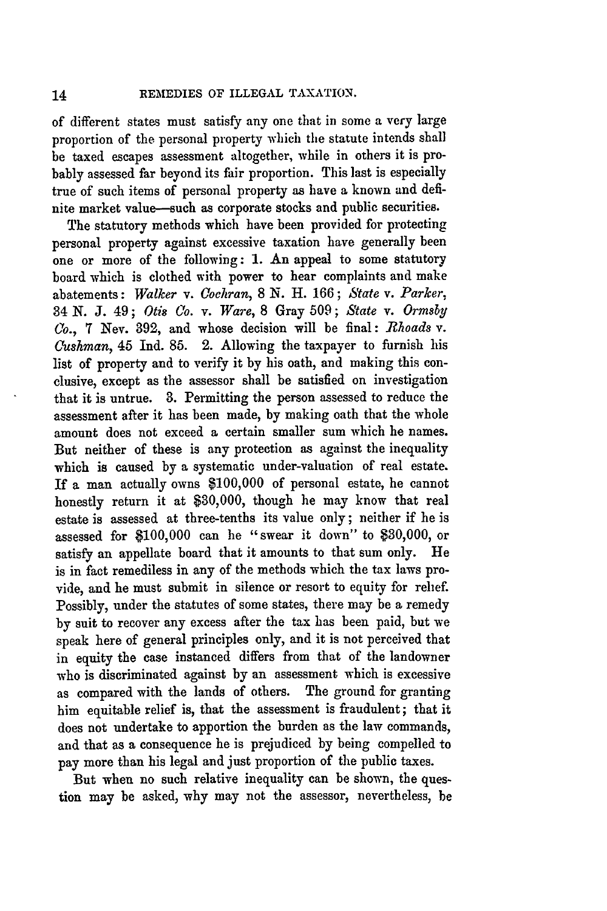of different states must satisfy any one that in some a very large proportion of the personal property which the statute intends shall be taxed escapes assessment altogether, while in others it is probably assessed far beyond its fair proportion. This last is especially true of such items of personal property as have a known and definite market value—such as corporate stocks and public securities.

The statutory methods which have been provided for protecting personal property against excessive taxation have generally been one or more of the following: 1. An appeal to some statutory board which is clothed with power to hear complaints and make abatements: *Walker* v. *Cochran*, 8 N. H. 166; *State* v. *Parker*, 34 N. J. 49; *Otis Co.* v. *Ware*, 8 Gray 509; *State* v. *Ormsby Co.*, 7 Nev. 392, and whose decision will be final: *Rhoads* v. *Cushman*, 45 Ind. 85. 2. Allowing the taxpayer to furnish his list of property and to verify it by his oath, and making this conclusive, except as the assessor shall be satisfied on investigation that it is untrue. 3. Permitting the person assessed to reduce the assessment after it has been made, by making oath that the whole amount does not exceed a certain smaller sum which he names. But neither of these is any protection as against the inequality which is caused by a systematic under-valuation of real estate. If a man actually owns $100,000 of personal estate, he cannot honestly return it at $30,000, though he may know that real estate is assessed at three-tenths its value only; neither if he is assessed for $100,000 can he "swear it down" to $30,000, or satisfy an appellate board that it amounts to that sum only. He is in fact remediless in any of the methods which the tax laws provide, and he must submit in silence or resort to equity for relief. Possibly, under the statutes of some states, there may be a remedy by suit to recover any excess after the tax has been paid, but we speak here of general principles only, and it is not perceived that in equity the case instanced differs from that of the landowner who is discriminated against by an assessment which is excessive as compared with the lands of others. The ground for granting him equitable relief is, that the assessment is fraudulent; that it does not undertake to apportion the burden as the law commands, and that as a consequence he is prejudiced by being compelled to pay more than his legal and just proportion of the public taxes.

But when no such relative inequality can be shown, the question may be asked, why may not the assessor, nevertheless, be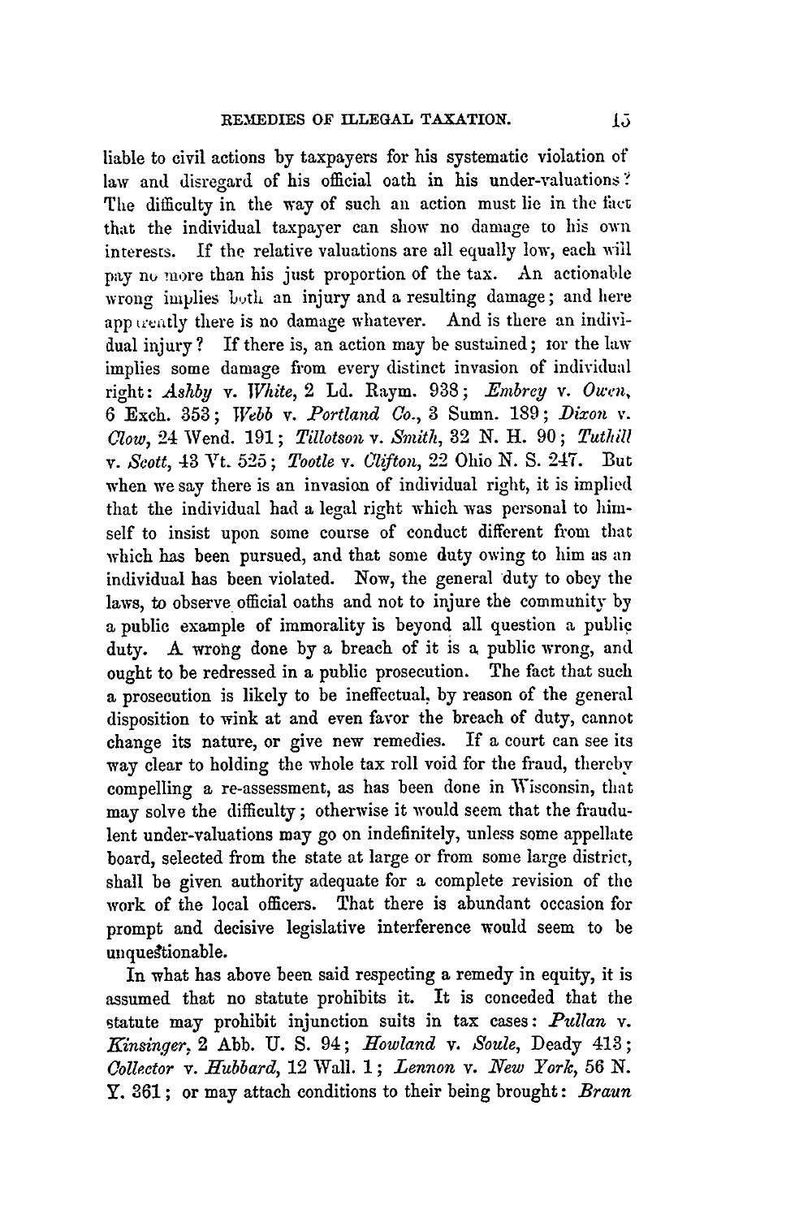liable to civil actions by taxpayers for his systematic violation of law and disregard of his official oath in his under-valuations? The difficulty in the way of such an action must lie in the fact that the individual taxpayer can show no damage to his own interests. If the relative valuations are all equally low, each will pay no more than his just proportion of the tax. An actionable wrong implies both an injury and a resulting damage; and here apparently there is no damage whatever. And is there an individual injury? If there is, an action may be sustained; for the law implies some damage from every distinct invasion of individual right: *Ashby* v. *White*, 2 Ld. Raym. 938; *Embrey* v. *Owen*, 6 Exch. 353; *Webb* v. *Portland Co.*, 3 Sumn. 189; *Dixon* v. *Clow*, 24 Wend. 191; *Tillotson* v. *Smith*, 32 N. H. 90; *Tuthill* v. *Scott*, 43 Vt. 525; *Tootle* v. *Clifton*, 22 Ohio N. S. 247. But when we say there is an invasion of individual right, it is implied that the individual had a legal right which was personal to himself to insist upon some course of conduct different from that which has been pursued, and that some duty owing to him as an individual has been violated. Now, the general duty to obey the laws, to observe official oaths and not to injure the community by a public example of immorality is beyond all question a public duty. A wrong done by a breach of it is a public wrong, and ought to be redressed in a public prosecution. The fact that such a prosecution is likely to be ineffectual, by reason of the general disposition to wink at and even favor the breach of duty, cannot change its nature, or give new remedies. If a court can see its way clear to holding the whole tax roll void for the fraud, thereby compelling a re-assessment, as has been done in Wisconsin, that may solve the difficulty; otherwise it would seem that the fraudulent under-valuations may go on indefinitely, unless some appellate board, selected from the state at large or from some large district, shall be given authority adequate for a complete revision of the work of the local officers. That there is abundant occasion for prompt and decisive legislative interference would seem to be unquestionable.

In what has above been said respecting a remedy in equity, it is assumed that no statute prohibits it. It is conceded that the statute may prohibit injunction suits in tax cases: *Pullan* v. *Kinsinger*, 2 Abb. U. S. 94; *Howland* v. *Soule*, Deady 413; *Collector* v. *Hubbard*, 12 Wall. 1; *Lennon* v. *New York*, 56 N. Y. 361; or may attach conditions to their being brought: *Braun*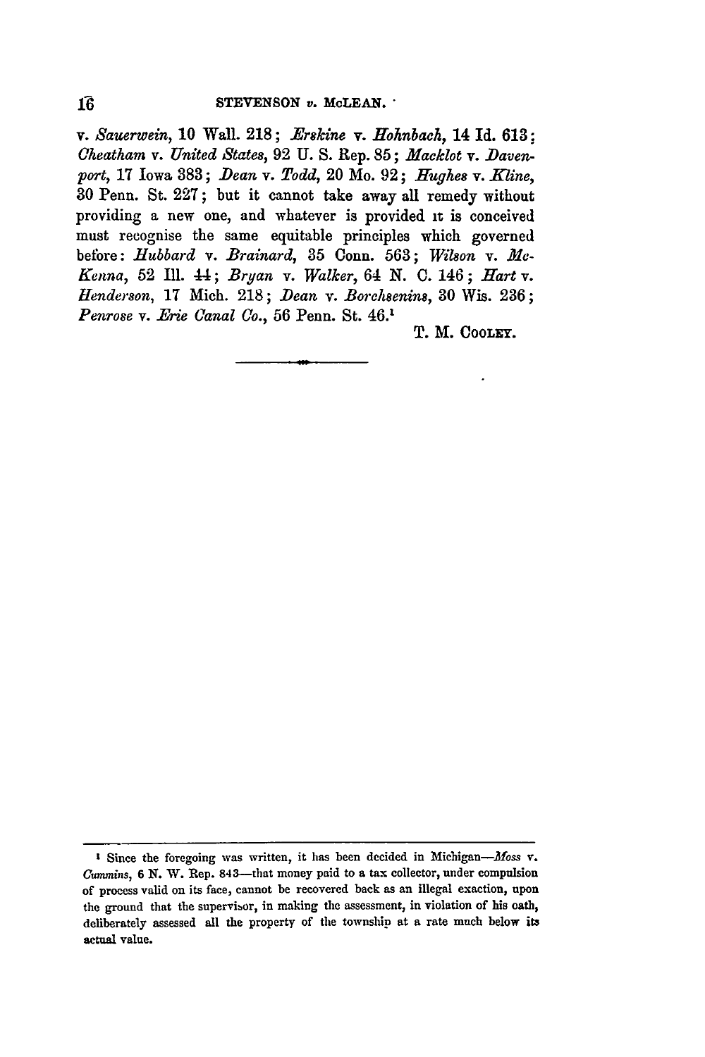v. *Sauerwein*, 10 Wall. 218; *Erskine* v. *Hohnbach*, 14 Id. 613; *Cheatham* v. *United States*, 92 U. S. Rep. 85; *Macklot* v. *Davenport*, 17 Iowa 383; *Dean* v. *Todd*, 20 Mo. 92; *Hughes* v. *Kline*, 30 Penn. St. 227; but it cannot take away all remedy without providing a new one, and whatever is provided it is conceived must recognise the same equitable principles which governed before: *Hubbard* v. *Brainard*, 35 Conn. 563; *Wilson* v. *McKenna*, 52 Ill. 44; *Bryan* v. *Walker*, 64 N. C. 146; *Hart* v. *Henderson*, 17 Mich. 218; *Dean* v. *Borchsenins*, 30 Wis. 236; *Penrose* v. *Erie Canal Co.*, 56 Penn. St. 46.[1]

T. M. COOLEY.

---

[1] Since the foregoing was written, it has been decided in Michigan—*Moss* v. *Cummins*, 6 N. W. Rep. 843—that money paid to a tax collector, under compulsion of process valid on its face, cannot be recovered back as an illegal exaction, upon the ground that the supervisor, in making the assessment, in violation of his oath, deliberately assessed all the property of the township at a rate much below its actual value.